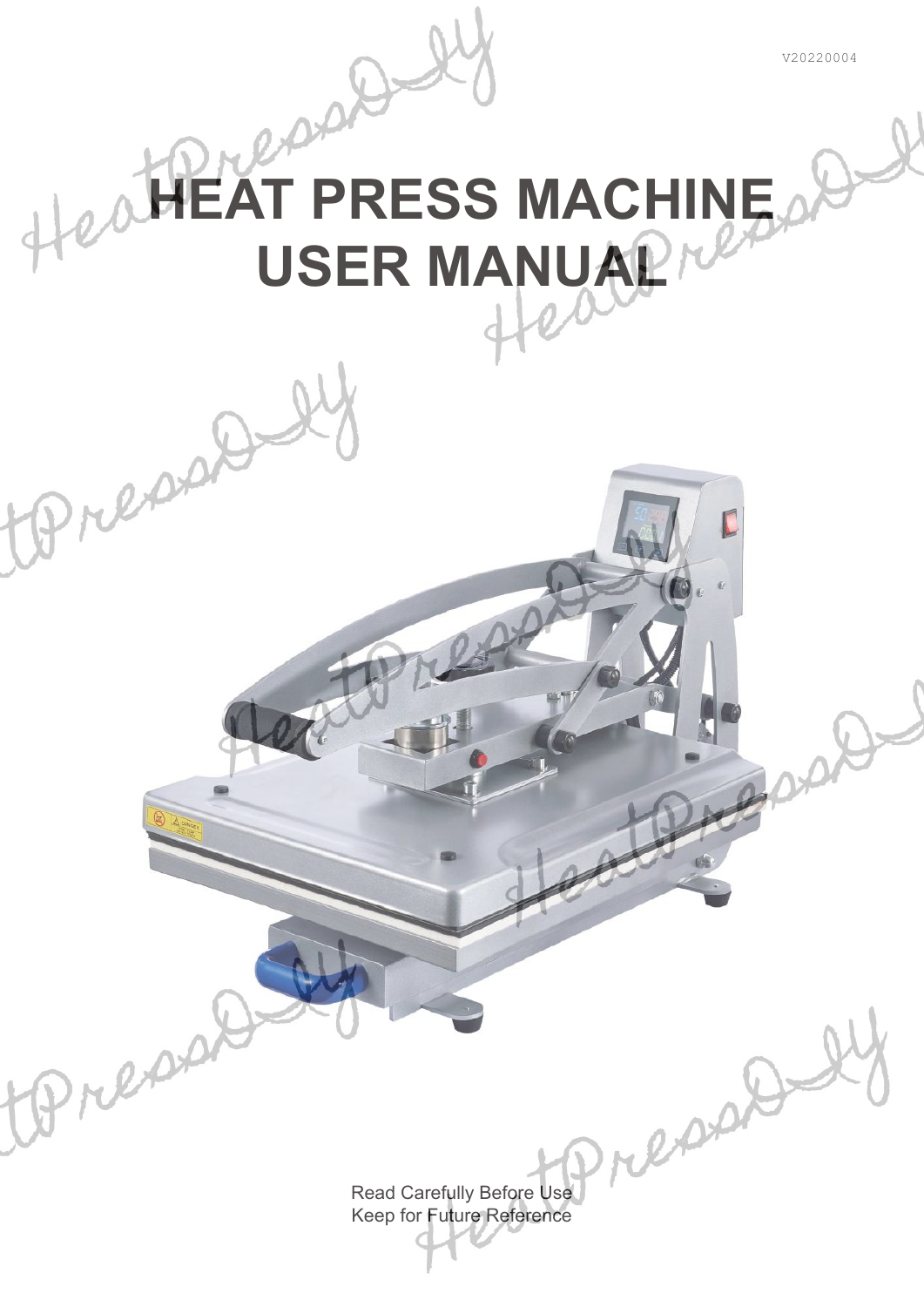V20220004

# HEAT PRESS MACHINE USER MANUAL

Read Carefully Before Use
Keep for Future Reference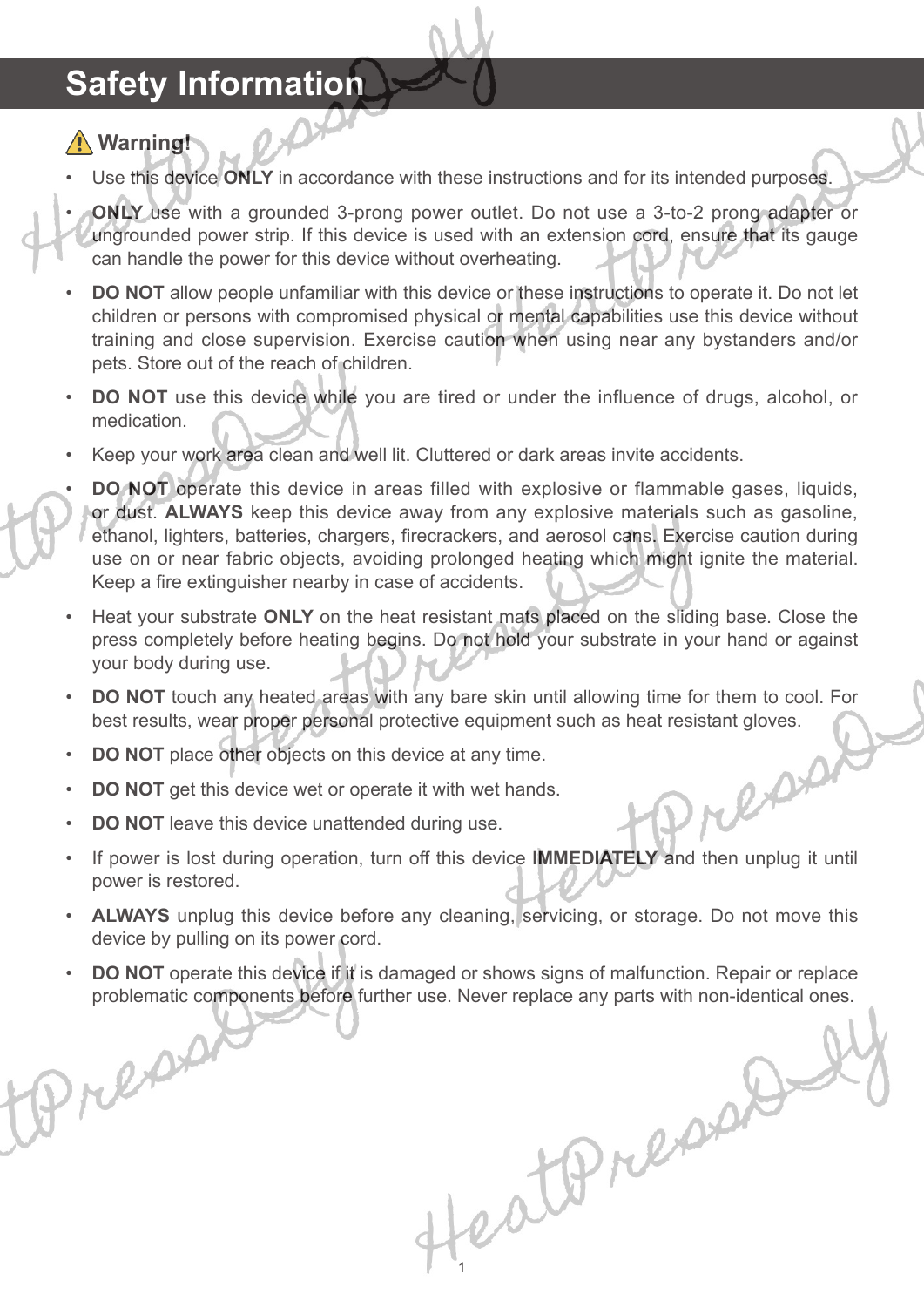# Safety Information

## ⚠ Warning!

- Use this device **ONLY** in accordance with these instructions and for its intended purposes.
- **ONLY** use with a grounded 3-prong power outlet. Do not use a 3-to-2 prong adapter or ungrounded power strip. If this device is used with an extension cord, ensure that its gauge can handle the power for this device without overheating.
- **DO NOT** allow people unfamiliar with this device or these instructions to operate it. Do not let children or persons with compromised physical or mental capabilities use this device without training and close supervision. Exercise caution when using near any bystanders and/or pets. Store out of the reach of children.
- **DO NOT** use this device while you are tired or under the influence of drugs, alcohol, or medication.
- Keep your work area clean and well lit. Cluttered or dark areas invite accidents.
- **DO NOT** operate this device in areas filled with explosive or flammable gases, liquids, or dust. **ALWAYS** keep this device away from any explosive materials such as gasoline, ethanol, lighters, batteries, chargers, firecrackers, and aerosol cans. Exercise caution during use on or near fabric objects, avoiding prolonged heating which might ignite the material. Keep a fire extinguisher nearby in case of accidents.
- Heat your substrate **ONLY** on the heat resistant mats placed on the sliding base. Close the press completely before heating begins. Do not hold your substrate in your hand or against your body during use.
- **DO NOT** touch any heated areas with any bare skin until allowing time for them to cool. For best results, wear proper personal protective equipment such as heat resistant gloves.
- **DO NOT** place other objects on this device at any time.
- **DO NOT** get this device wet or operate it with wet hands.
- **DO NOT** leave this device unattended during use.
- If power is lost during operation, turn off this device **IMMEDIATELY** and then unplug it until power is restored.
- **ALWAYS** unplug this device before any cleaning, servicing, or storage. Do not move this device by pulling on its power cord.
- **DO NOT** operate this device if it is damaged or shows signs of malfunction. Repair or replace problematic components before further use. Never replace any parts with non-identical ones.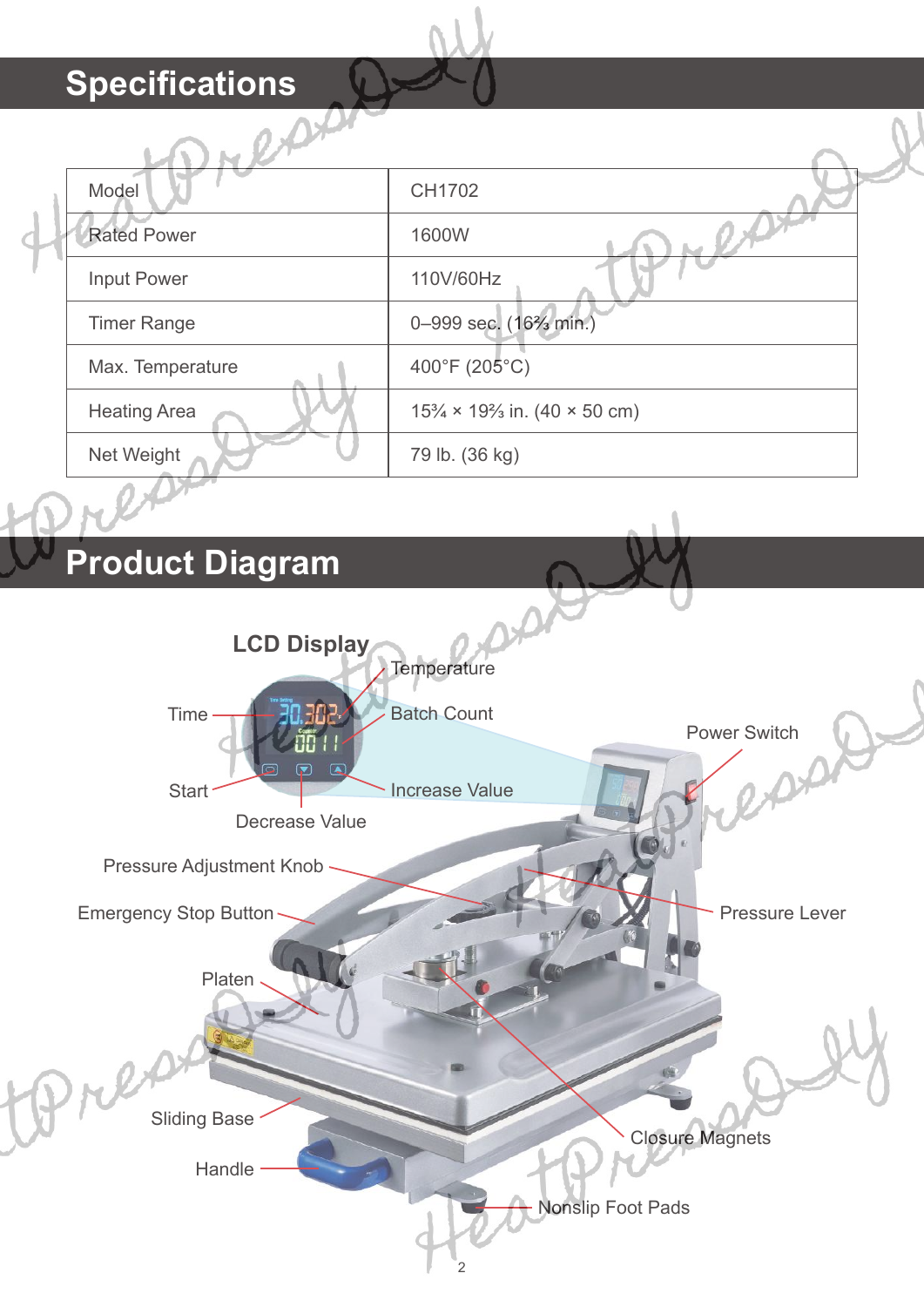## Specifications

| Model | CH1702 |
| --- | --- |
| Rated Power | 1600W |
| Input Power | 110V/60Hz |
| Timer Range | 0–999 sec. (16⅔ min.) |
| Max. Temperature | 400°F (205°C) |
| Heating Area | 15¾ × 19⅔ in. (40 × 50 cm) |
| Net Weight | 79 lb. (36 kg) |

## Product Diagram

**LCD Display**

- Time
- Temperature
- Batch Count
- Start
- Increase Value
- Decrease Value

- Power Switch
- Pressure Adjustment Knob
- Emergency Stop Button
- Pressure Lever
- Platen
- Sliding Base
- Closure Magnets
- Handle
- Nonslip Foot Pads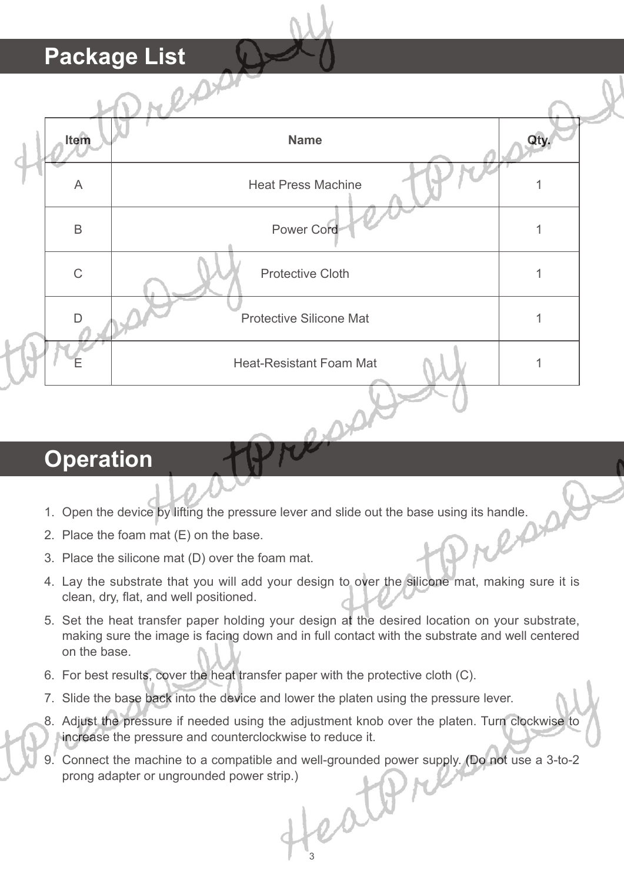## Package List

| Item | Name | Qty. |
| --- | --- | --- |
| A | Heat Press Machine | 1 |
| B | Power Cord | 1 |
| C | Protective Cloth | 1 |
| D | Protective Silicone Mat | 1 |
| E | Heat-Resistant Foam Mat | 1 |

## Operation

1. Open the device by lifting the pressure lever and slide out the base using its handle.
2. Place the foam mat (E) on the base.
3. Place the silicone mat (D) over the foam mat.
4. Lay the substrate that you will add your design to over the silicone mat, making sure it is clean, dry, flat, and well positioned.
5. Set the heat transfer paper holding your design at the desired location on your substrate, making sure the image is facing down and in full contact with the substrate and well centered on the base.
6. For best results, cover the heat transfer paper with the protective cloth (C).
7. Slide the base back into the device and lower the platen using the pressure lever.
8. Adjust the pressure if needed using the adjustment knob over the platen. Turn clockwise to increase the pressure and counterclockwise to reduce it.
9. Connect the machine to a compatible and well-grounded power supply. (Do not use a 3-to-2 prong adapter or ungrounded power strip.)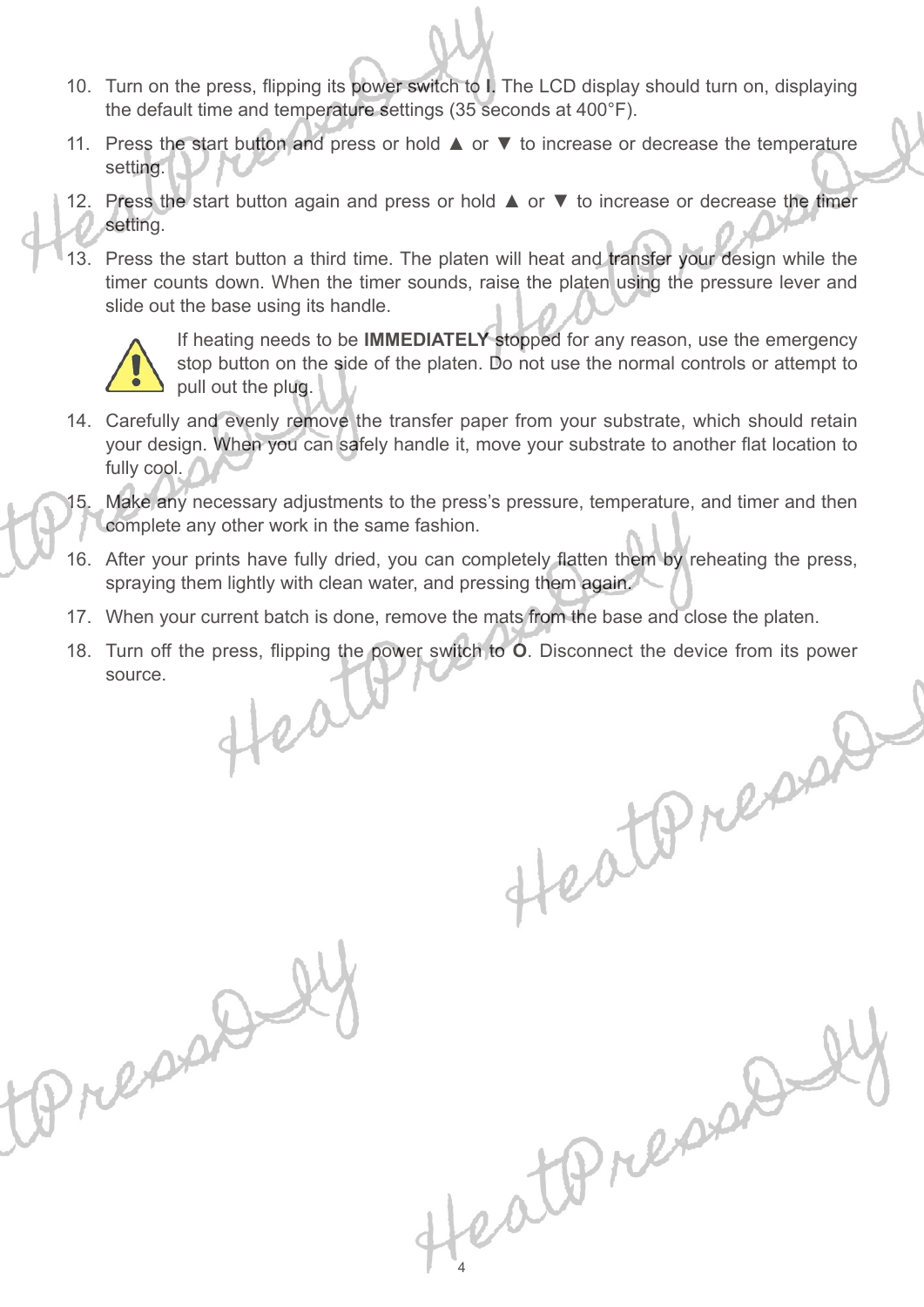10. Turn on the press, flipping its power switch to **I**. The LCD display should turn on, displaying the default time and temperature settings (35 seconds at 400°F).
11. Press the start button and press or hold ▲ or ▼ to increase or decrease the temperature setting.
12. Press the start button again and press or hold ▲ or ▼ to increase or decrease the timer setting.
13. Press the start button a third time. The platen will heat and transfer your design while the timer counts down. When the timer sounds, raise the platen using the pressure lever and slide out the base using its handle.

    ⚠ If heating needs to be **IMMEDIATELY** stopped for any reason, use the emergency stop button on the side of the platen. Do not use the normal controls or attempt to pull out the plug.

14. Carefully and evenly remove the transfer paper from your substrate, which should retain your design. When you can safely handle it, move your substrate to another flat location to fully cool.
15. Make any necessary adjustments to the press's pressure, temperature, and timer and then complete any other work in the same fashion.
16. After your prints have fully dried, you can completely flatten them by reheating the press, spraying them lightly with clean water, and pressing them again.
17. When your current batch is done, remove the mats from the base and close the platen.
18. Turn off the press, flipping the power switch to **O**. Disconnect the device from its power source.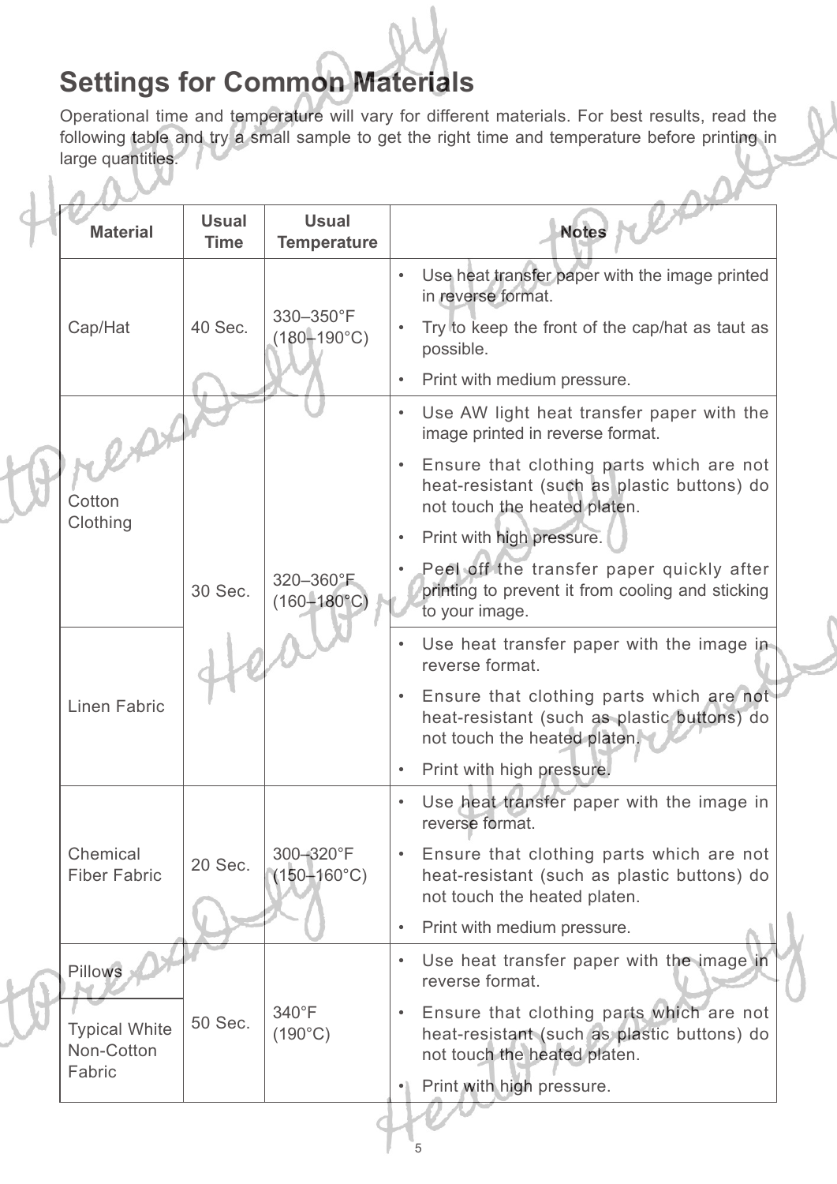## Settings for Common Materials

Operational time and temperature will vary for different materials. For best results, read the following table and try a small sample to get the right time and temperature before printing in large quantities.

| Material | Usual Time | Usual Temperature | Notes |
|---|---|---|---|
| Cap/Hat | 40 Sec. | 330–350°F (180–190°C) | • Use heat transfer paper with the image printed in reverse format.<br>• Try to keep the front of the cap/hat as taut as possible.<br>• Print with medium pressure. |
| Cotton Clothing | 30 Sec. | 320–360°F (160–180°C) | • Use AW light heat transfer paper with the image printed in reverse format.<br>• Ensure that clothing parts which are not heat-resistant (such as plastic buttons) do not touch the heated platen.<br>• Print with high pressure.<br>• Peel off the transfer paper quickly after printing to prevent it from cooling and sticking to your image. |
| Linen Fabric | 30 Sec. | 320–360°F (160–180°C) | • Use heat transfer paper with the image in reverse format.<br>• Ensure that clothing parts which are not heat-resistant (such as plastic buttons) do not touch the heated platen.<br>• Print with high pressure. |
| Chemical Fiber Fabric | 20 Sec. | 300–320°F (150–160°C) | • Use heat transfer paper with the image in reverse format.<br>• Ensure that clothing parts which are not heat-resistant (such as plastic buttons) do not touch the heated platen.<br>• Print with medium pressure. |
| Pillows | 50 Sec. | 340°F (190°C) | • Use heat transfer paper with the image in reverse format.<br>• Ensure that clothing parts which are not heat-resistant (such as plastic buttons) do not touch the heated platen.<br>• Print with high pressure. |
| Typical White Non-Cotton Fabric | 50 Sec. | 340°F (190°C) | • Use heat transfer paper with the image in reverse format.<br>• Ensure that clothing parts which are not heat-resistant (such as plastic buttons) do not touch the heated platen.<br>• Print with high pressure. |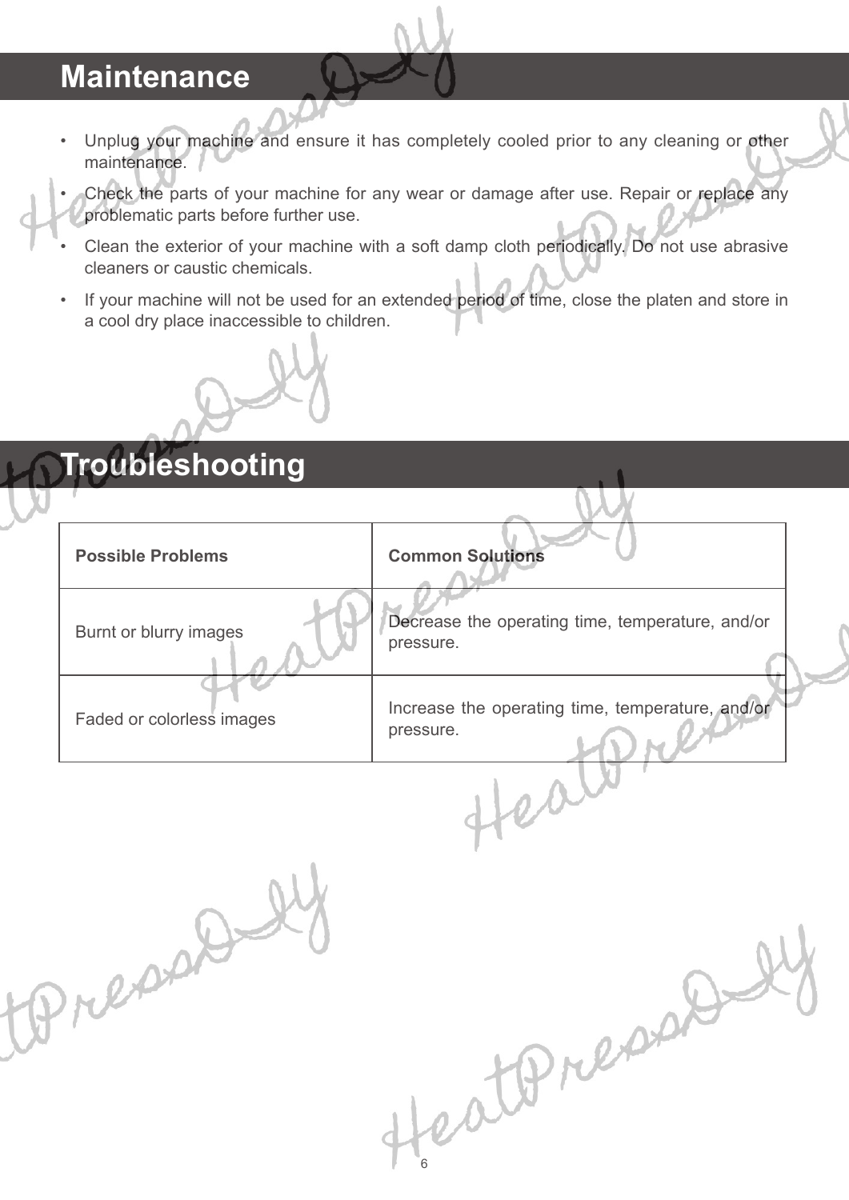## Maintenance

- Unplug your machine and ensure it has completely cooled prior to any cleaning or other maintenance.
- Check the parts of your machine for any wear or damage after use. Repair or replace any problematic parts before further use.
- Clean the exterior of your machine with a soft damp cloth periodically. Do not use abrasive cleaners or caustic chemicals.
- If your machine will not be used for an extended period of time, close the platen and store in a cool dry place inaccessible to children.

## Troubleshooting

| Possible Problems | Common Solutions |
|---|---|
| Burnt or blurry images | Decrease the operating time, temperature, and/or pressure. |
| Faded or colorless images | Increase the operating time, temperature, and/or pressure. |